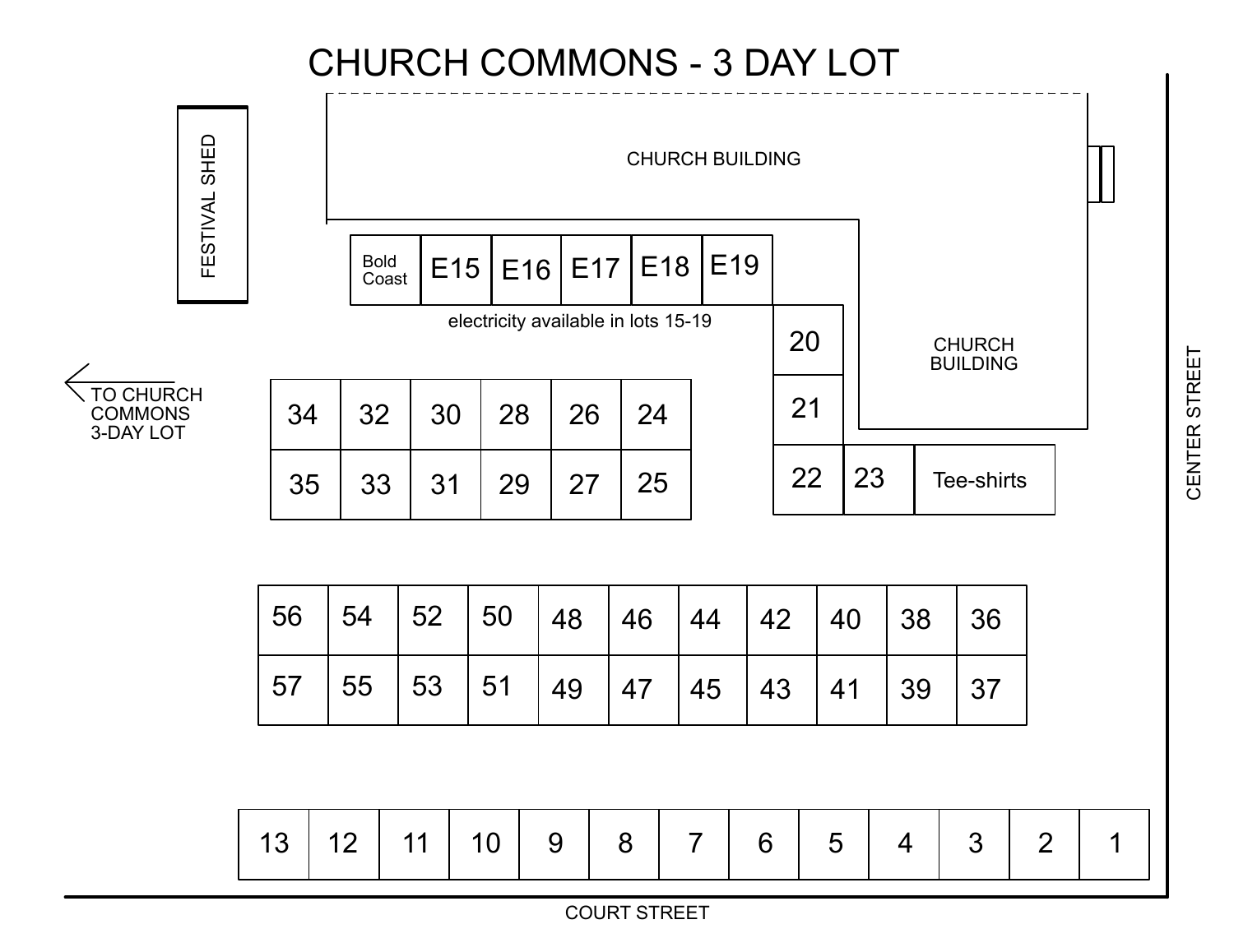# CHURCH COMMONS - 3 DAY LOT

FESTIVAL SHED

CHURCH BUILDING

Bold Coast

E15

E16

E17

E18

E19

electricity available in lots 15-19

20

21

22

23

Tee-shirts

CHURCH BUILDING

TO CHURCH COMMONS 3-DAY LOT

34 32 30 28 26 24

35 33 31 29 27 25

56 54 52 50 48 46 44 42 40 38 36

57 55 53 51 49 47 45 43 41 39 37

13 12 11 10 9 8 7 6 5 4 3 2 1

CENTER STREET

COURT STREET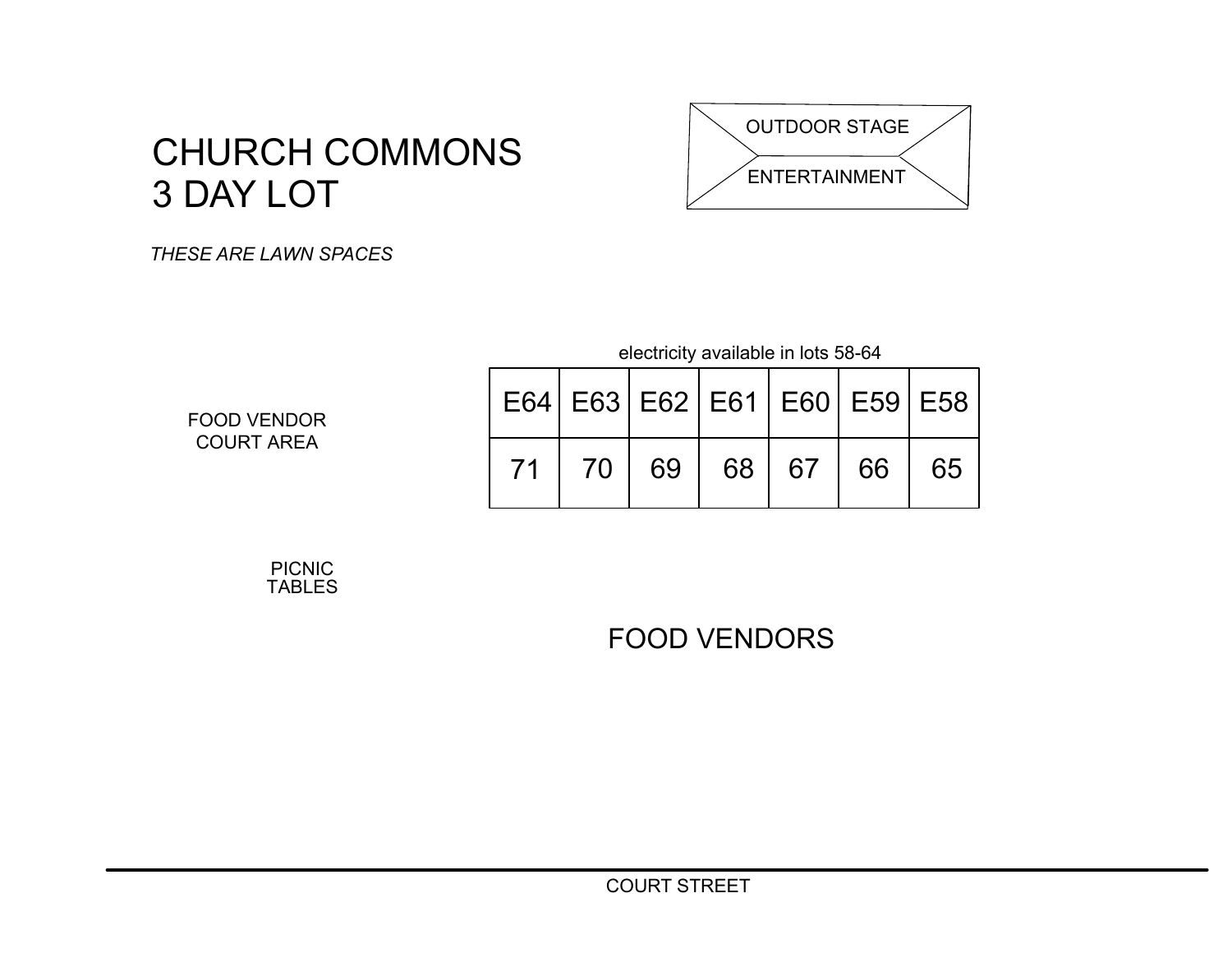# CHURCH COMMONS
# 3 DAY LOT

*THESE ARE LAWN SPACES*

OUTDOOR STAGE

ENTERTAINMENT

FOOD VENDOR
COURT AREA

electricity available in lots 58-64

| | | | | | | |
|---|---|---|---|---|---|---|
| E64 | E63 | E62 | E61 | E60 | E59 | E58 |
| 71 | 70 | 69 | 68 | 67 | 66 | 65 |

PICNIC
TABLES

FOOD VENDORS

COURT STREET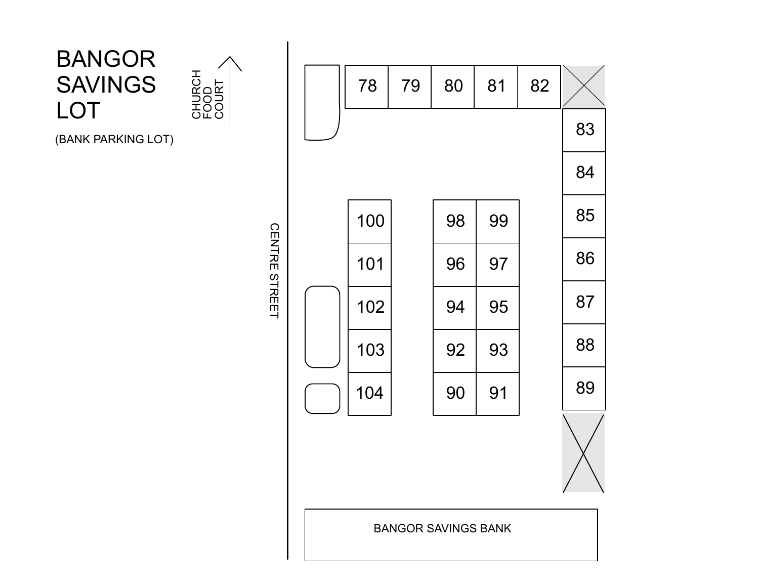# BANGOR SAVINGS LOT

(BANK PARKING LOT)

CHURCH FOOD COURT

CENTRE STREET

78 79 80 81 82

83
84
85
86
87
88
89

100 98 99
101 96 97
102 94 95
103 92 93
104 90 91

BANGOR SAVINGS BANK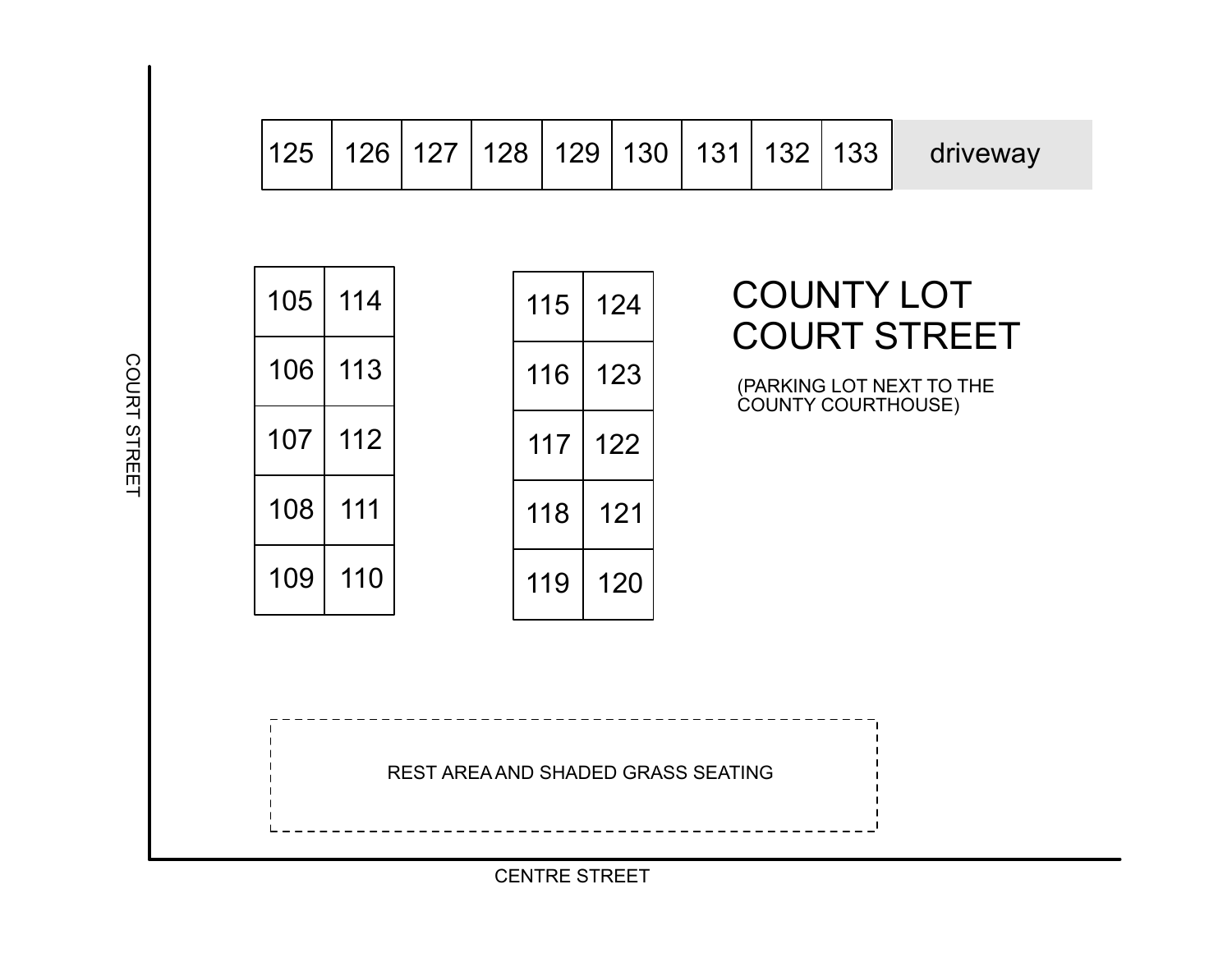# COUNTY LOT
# COURT STREET

(PARKING LOT NEXT TO THE COUNTY COURTHOUSE)

125 126 127 128 129 130 131 132 133 driveway

105 114
106 113
107 112
108 111
109 110

115 124
116 123
117 122
118 121
119 120

REST AREA AND SHADED GRASS SEATING

COURT STREET

CENTRE STREET